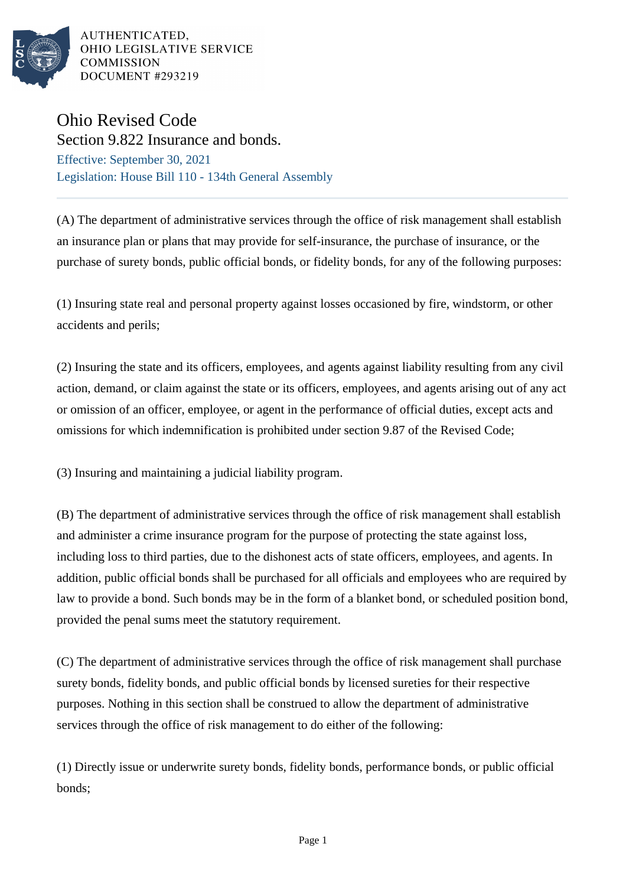AUTHENTICATED,
OHIO LEGISLATIVE SERVICE
COMMISSION
DOCUMENT #293219

# Ohio Revised Code

## Section 9.822 Insurance and bonds.

Effective: September 30, 2021

Legislation: House Bill 110 - 134th General Assembly

---

(A) The department of administrative services through the office of risk management shall establish an insurance plan or plans that may provide for self-insurance, the purchase of insurance, or the purchase of surety bonds, public official bonds, or fidelity bonds, for any of the following purposes:

(1) Insuring state real and personal property against losses occasioned by fire, windstorm, or other accidents and perils;

(2) Insuring the state and its officers, employees, and agents against liability resulting from any civil action, demand, or claim against the state or its officers, employees, and agents arising out of any act or omission of an officer, employee, or agent in the performance of official duties, except acts and omissions for which indemnification is prohibited under section 9.87 of the Revised Code;

(3) Insuring and maintaining a judicial liability program.

(B) The department of administrative services through the office of risk management shall establish and administer a crime insurance program for the purpose of protecting the state against loss, including loss to third parties, due to the dishonest acts of state officers, employees, and agents. In addition, public official bonds shall be purchased for all officials and employees who are required by law to provide a bond. Such bonds may be in the form of a blanket bond, or scheduled position bond, provided the penal sums meet the statutory requirement.

(C) The department of administrative services through the office of risk management shall purchase surety bonds, fidelity bonds, and public official bonds by licensed sureties for their respective purposes. Nothing in this section shall be construed to allow the department of administrative services through the office of risk management to do either of the following:

(1) Directly issue or underwrite surety bonds, fidelity bonds, performance bonds, or public official bonds;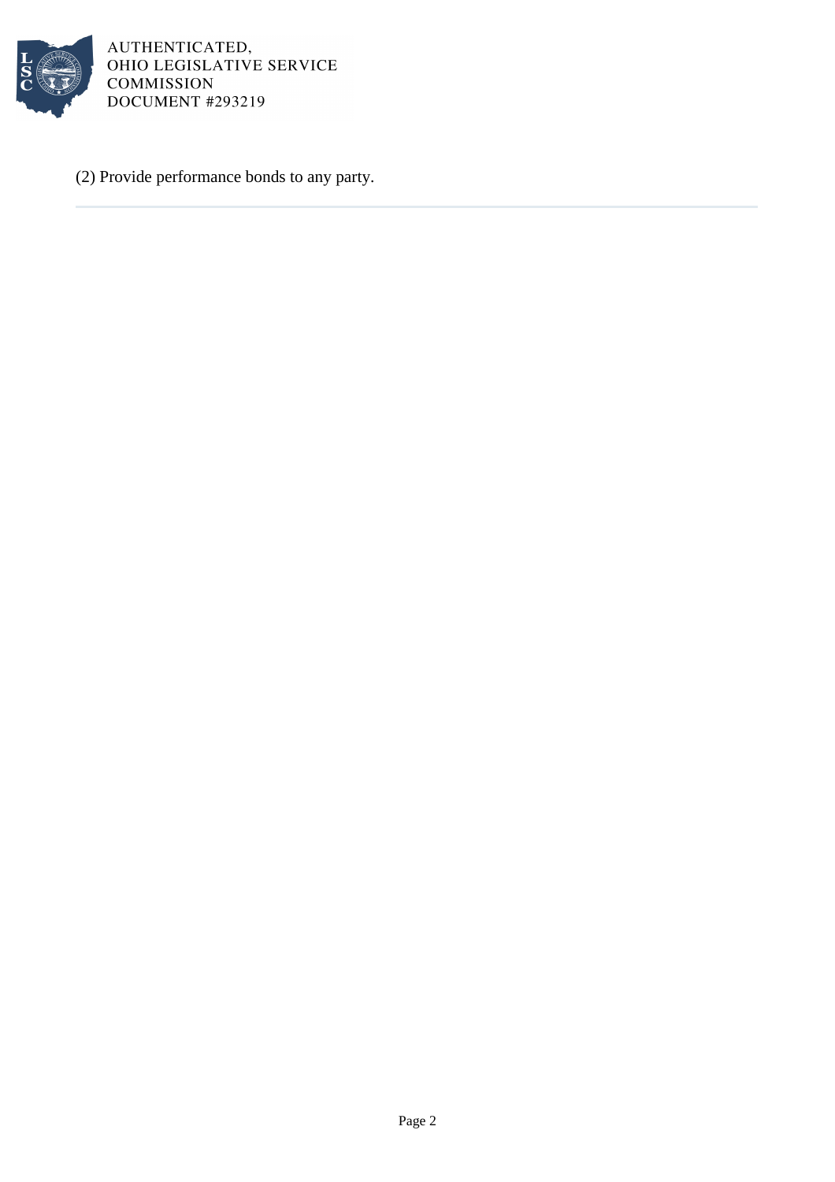(2) Provide performance bonds to any party.